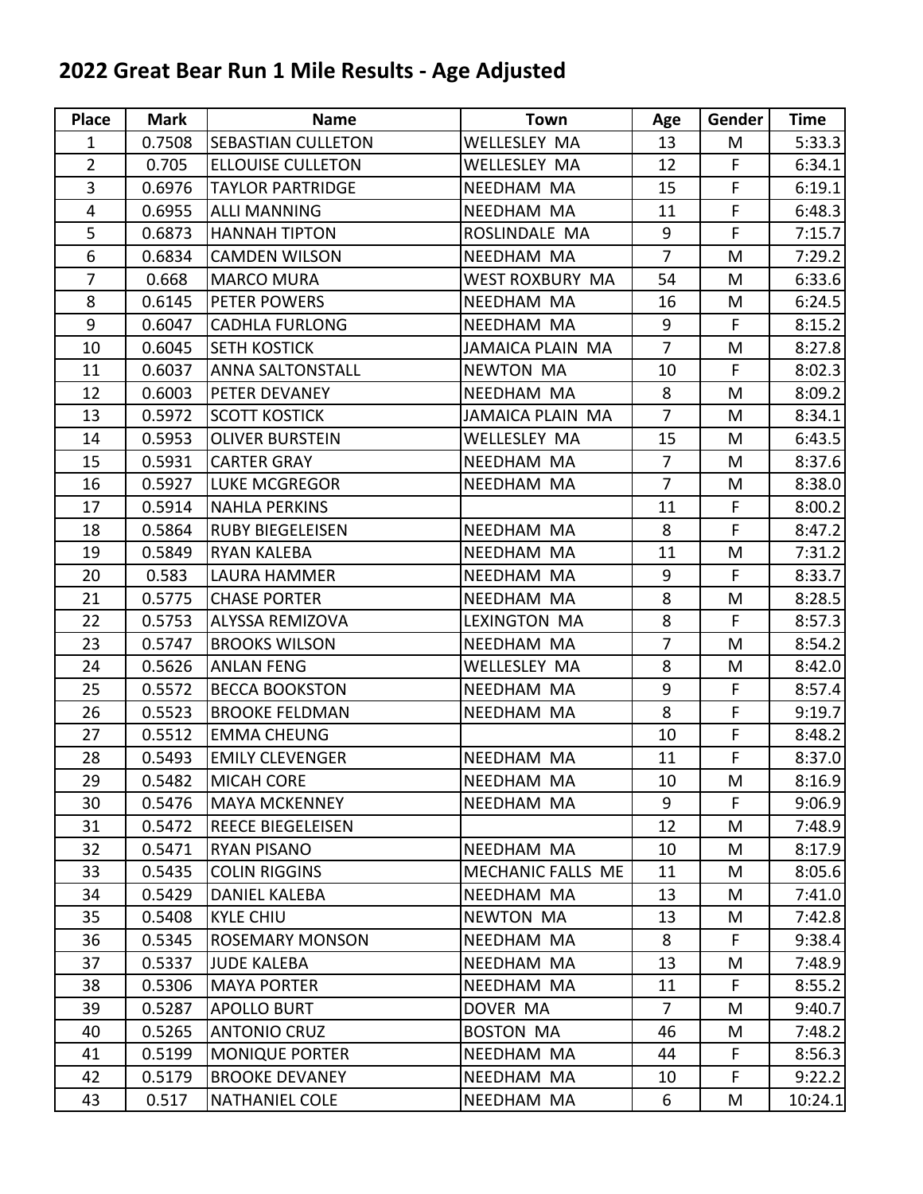# 2022 Great Bear Run 1 Mile Results - Age Adjusted

| Place | Mark | Name | Town | Age | Gender | Time |
|---|---|---|---|---|---|---|
| 1 | 0.7508 | SEBASTIAN CULLETON | WELLESLEY MA | 13 | M | 5:33.3 |
| 2 | 0.705 | ELLOUISE CULLETON | WELLESLEY MA | 12 | F | 6:34.1 |
| 3 | 0.6976 | TAYLOR PARTRIDGE | NEEDHAM MA | 15 | F | 6:19.1 |
| 4 | 0.6955 | ALLI MANNING | NEEDHAM MA | 11 | F | 6:48.3 |
| 5 | 0.6873 | HANNAH TIPTON | ROSLINDALE MA | 9 | F | 7:15.7 |
| 6 | 0.6834 | CAMDEN WILSON | NEEDHAM MA | 7 | M | 7:29.2 |
| 7 | 0.668 | MARCO MURA | WEST ROXBURY MA | 54 | M | 6:33.6 |
| 8 | 0.6145 | PETER POWERS | NEEDHAM MA | 16 | M | 6:24.5 |
| 9 | 0.6047 | CADHLA FURLONG | NEEDHAM MA | 9 | F | 8:15.2 |
| 10 | 0.6045 | SETH KOSTICK | JAMAICA PLAIN MA | 7 | M | 8:27.8 |
| 11 | 0.6037 | ANNA SALTONSTALL | NEWTON MA | 10 | F | 8:02.3 |
| 12 | 0.6003 | PETER DEVANEY | NEEDHAM MA | 8 | M | 8:09.2 |
| 13 | 0.5972 | SCOTT KOSTICK | JAMAICA PLAIN MA | 7 | M | 8:34.1 |
| 14 | 0.5953 | OLIVER BURSTEIN | WELLESLEY MA | 15 | M | 6:43.5 |
| 15 | 0.5931 | CARTER GRAY | NEEDHAM MA | 7 | M | 8:37.6 |
| 16 | 0.5927 | LUKE MCGREGOR | NEEDHAM MA | 7 | M | 8:38.0 |
| 17 | 0.5914 | NAHLA PERKINS | | 11 | F | 8:00.2 |
| 18 | 0.5864 | RUBY BIEGELEISEN | NEEDHAM MA | 8 | F | 8:47.2 |
| 19 | 0.5849 | RYAN KALEBA | NEEDHAM MA | 11 | M | 7:31.2 |
| 20 | 0.583 | LAURA HAMMER | NEEDHAM MA | 9 | F | 8:33.7 |
| 21 | 0.5775 | CHASE PORTER | NEEDHAM MA | 8 | M | 8:28.5 |
| 22 | 0.5753 | ALYSSA REMIZOVA | LEXINGTON MA | 8 | F | 8:57.3 |
| 23 | 0.5747 | BROOKS WILSON | NEEDHAM MA | 7 | M | 8:54.2 |
| 24 | 0.5626 | ANLAN FENG | WELLESLEY MA | 8 | M | 8:42.0 |
| 25 | 0.5572 | BECCA BOOKSTON | NEEDHAM MA | 9 | F | 8:57.4 |
| 26 | 0.5523 | BROOKE FELDMAN | NEEDHAM MA | 8 | F | 9:19.7 |
| 27 | 0.5512 | EMMA CHEUNG | | 10 | F | 8:48.2 |
| 28 | 0.5493 | EMILY CLEVENGER | NEEDHAM MA | 11 | F | 8:37.0 |
| 29 | 0.5482 | MICAH CORE | NEEDHAM MA | 10 | M | 8:16.9 |
| 30 | 0.5476 | MAYA MCKENNEY | NEEDHAM MA | 9 | F | 9:06.9 |
| 31 | 0.5472 | REECE BIEGELEISEN | | 12 | M | 7:48.9 |
| 32 | 0.5471 | RYAN PISANO | NEEDHAM MA | 10 | M | 8:17.9 |
| 33 | 0.5435 | COLIN RIGGINS | MECHANIC FALLS ME | 11 | M | 8:05.6 |
| 34 | 0.5429 | DANIEL KALEBA | NEEDHAM MA | 13 | M | 7:41.0 |
| 35 | 0.5408 | KYLE CHIU | NEWTON MA | 13 | M | 7:42.8 |
| 36 | 0.5345 | ROSEMARY MONSON | NEEDHAM MA | 8 | F | 9:38.4 |
| 37 | 0.5337 | JUDE KALEBA | NEEDHAM MA | 13 | M | 7:48.9 |
| 38 | 0.5306 | MAYA PORTER | NEEDHAM MA | 11 | F | 8:55.2 |
| 39 | 0.5287 | APOLLO BURT | DOVER MA | 7 | M | 9:40.7 |
| 40 | 0.5265 | ANTONIO CRUZ | BOSTON MA | 46 | M | 7:48.2 |
| 41 | 0.5199 | MONIQUE PORTER | NEEDHAM MA | 44 | F | 8:56.3 |
| 42 | 0.5179 | BROOKE DEVANEY | NEEDHAM MA | 10 | F | 9:22.2 |
| 43 | 0.517 | NATHANIEL COLE | NEEDHAM MA | 6 | M | 10:24.1 |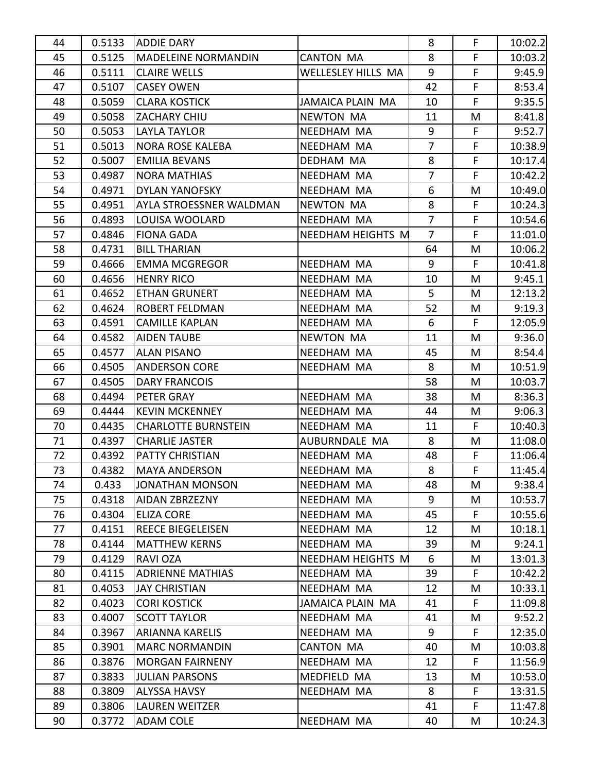| | | | | | | |
|---|---|---|---|---|---|---|
| 44 | 0.5133 | ADDIE DARY | | 8 | F | 10:02.2 |
| 45 | 0.5125 | MADELEINE NORMANDIN | CANTON MA | 8 | F | 10:03.2 |
| 46 | 0.5111 | CLAIRE WELLS | WELLESLEY HILLS MA | 9 | F | 9:45.9 |
| 47 | 0.5107 | CASEY OWEN | | 42 | F | 8:53.4 |
| 48 | 0.5059 | CLARA KOSTICK | JAMAICA PLAIN MA | 10 | F | 9:35.5 |
| 49 | 0.5058 | ZACHARY CHIU | NEWTON MA | 11 | M | 8:41.8 |
| 50 | 0.5053 | LAYLA TAYLOR | NEEDHAM MA | 9 | F | 9:52.7 |
| 51 | 0.5013 | NORA ROSE KALEBA | NEEDHAM MA | 7 | F | 10:38.9 |
| 52 | 0.5007 | EMILIA BEVANS | DEDHAM MA | 8 | F | 10:17.4 |
| 53 | 0.4987 | NORA MATHIAS | NEEDHAM MA | 7 | F | 10:42.2 |
| 54 | 0.4971 | DYLAN YANOFSKY | NEEDHAM MA | 6 | M | 10:49.0 |
| 55 | 0.4951 | AYLA STROESSNER WALDMAN | NEWTON MA | 8 | F | 10:24.3 |
| 56 | 0.4893 | LOUISA WOOLARD | NEEDHAM MA | 7 | F | 10:54.6 |
| 57 | 0.4846 | FIONA GADA | NEEDHAM HEIGHTS M | 7 | F | 11:01.0 |
| 58 | 0.4731 | BILL THARIAN | | 64 | M | 10:06.2 |
| 59 | 0.4666 | EMMA MCGREGOR | NEEDHAM MA | 9 | F | 10:41.8 |
| 60 | 0.4656 | HENRY RICO | NEEDHAM MA | 10 | M | 9:45.1 |
| 61 | 0.4652 | ETHAN GRUNERT | NEEDHAM MA | 5 | M | 12:13.2 |
| 62 | 0.4624 | ROBERT FELDMAN | NEEDHAM MA | 52 | M | 9:19.3 |
| 63 | 0.4591 | CAMILLE KAPLAN | NEEDHAM MA | 6 | F | 12:05.9 |
| 64 | 0.4582 | AIDEN TAUBE | NEWTON MA | 11 | M | 9:36.0 |
| 65 | 0.4577 | ALAN PISANO | NEEDHAM MA | 45 | M | 8:54.4 |
| 66 | 0.4505 | ANDERSON CORE | NEEDHAM MA | 8 | M | 10:51.9 |
| 67 | 0.4505 | DARY FRANCOIS | | 58 | M | 10:03.7 |
| 68 | 0.4494 | PETER GRAY | NEEDHAM MA | 38 | M | 8:36.3 |
| 69 | 0.4444 | KEVIN MCKENNEY | NEEDHAM MA | 44 | M | 9:06.3 |
| 70 | 0.4435 | CHARLOTTE BURNSTEIN | NEEDHAM MA | 11 | F | 10:40.3 |
| 71 | 0.4397 | CHARLIE JASTER | AUBURNDALE MA | 8 | M | 11:08.0 |
| 72 | 0.4392 | PATTY CHRISTIAN | NEEDHAM MA | 48 | F | 11:06.4 |
| 73 | 0.4382 | MAYA ANDERSON | NEEDHAM MA | 8 | F | 11:45.4 |
| 74 | 0.433 | JONATHAN MONSON | NEEDHAM MA | 48 | M | 9:38.4 |
| 75 | 0.4318 | AIDAN ZBRZEZNY | NEEDHAM MA | 9 | M | 10:53.7 |
| 76 | 0.4304 | ELIZA CORE | NEEDHAM MA | 45 | F | 10:55.6 |
| 77 | 0.4151 | REECE BIEGELEISEN | NEEDHAM MA | 12 | M | 10:18.1 |
| 78 | 0.4144 | MATTHEW KERNS | NEEDHAM MA | 39 | M | 9:24.1 |
| 79 | 0.4129 | RAVI OZA | NEEDHAM HEIGHTS M | 6 | M | 13:01.3 |
| 80 | 0.4115 | ADRIENNE MATHIAS | NEEDHAM MA | 39 | F | 10:42.2 |
| 81 | 0.4053 | JAY CHRISTIAN | NEEDHAM MA | 12 | M | 10:33.1 |
| 82 | 0.4023 | CORI KOSTICK | JAMAICA PLAIN MA | 41 | F | 11:09.8 |
| 83 | 0.4007 | SCOTT TAYLOR | NEEDHAM MA | 41 | M | 9:52.2 |
| 84 | 0.3967 | ARIANNA KARELIS | NEEDHAM MA | 9 | F | 12:35.0 |
| 85 | 0.3901 | MARC NORMANDIN | CANTON MA | 40 | M | 10:03.8 |
| 86 | 0.3876 | MORGAN FAIRNENY | NEEDHAM MA | 12 | F | 11:56.9 |
| 87 | 0.3833 | JULIAN PARSONS | MEDFIELD MA | 13 | M | 10:53.0 |
| 88 | 0.3809 | ALYSSA HAVSY | NEEDHAM MA | 8 | F | 13:31.5 |
| 89 | 0.3806 | LAUREN WEITZER | | 41 | F | 11:47.8 |
| 90 | 0.3772 | ADAM COLE | NEEDHAM MA | 40 | M | 10:24.3 |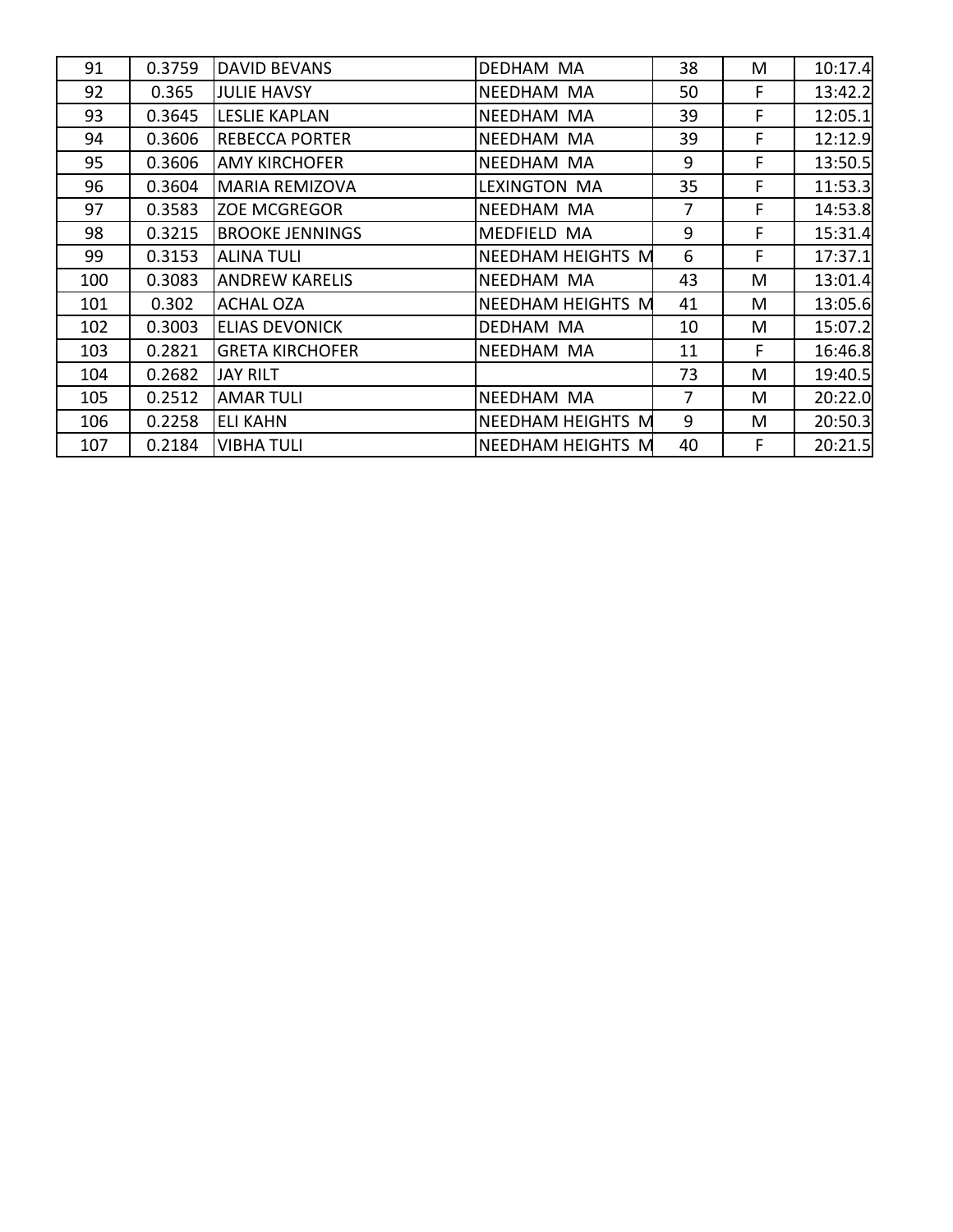| | | | | | | |
|---|---|---|---|---|---|---|
| 91 | 0.3759 | DAVID BEVANS | DEDHAM MA | 38 | M | 10:17.4 |
| 92 | 0.365 | JULIE HAVSY | NEEDHAM MA | 50 | F | 13:42.2 |
| 93 | 0.3645 | LESLIE KAPLAN | NEEDHAM MA | 39 | F | 12:05.1 |
| 94 | 0.3606 | REBECCA PORTER | NEEDHAM MA | 39 | F | 12:12.9 |
| 95 | 0.3606 | AMY KIRCHOFER | NEEDHAM MA | 9 | F | 13:50.5 |
| 96 | 0.3604 | MARIA REMIZOVA | LEXINGTON MA | 35 | F | 11:53.3 |
| 97 | 0.3583 | ZOE MCGREGOR | NEEDHAM MA | 7 | F | 14:53.8 |
| 98 | 0.3215 | BROOKE JENNINGS | MEDFIELD MA | 9 | F | 15:31.4 |
| 99 | 0.3153 | ALINA TULI | NEEDHAM HEIGHTS M | 6 | F | 17:37.1 |
| 100 | 0.3083 | ANDREW KARELIS | NEEDHAM MA | 43 | M | 13:01.4 |
| 101 | 0.302 | ACHAL OZA | NEEDHAM HEIGHTS M | 41 | M | 13:05.6 |
| 102 | 0.3003 | ELIAS DEVONICK | DEDHAM MA | 10 | M | 15:07.2 |
| 103 | 0.2821 | GRETA KIRCHOFER | NEEDHAM MA | 11 | F | 16:46.8 |
| 104 | 0.2682 | JAY RILT | | 73 | M | 19:40.5 |
| 105 | 0.2512 | AMAR TULI | NEEDHAM MA | 7 | M | 20:22.0 |
| 106 | 0.2258 | ELI KAHN | NEEDHAM HEIGHTS M | 9 | M | 20:50.3 |
| 107 | 0.2184 | VIBHA TULI | NEEDHAM HEIGHTS M | 40 | F | 20:21.5 |